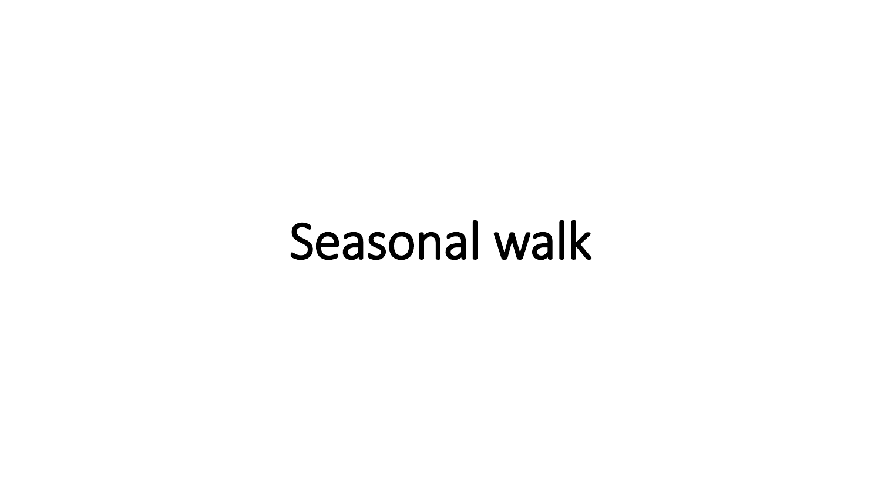# Seasonal walk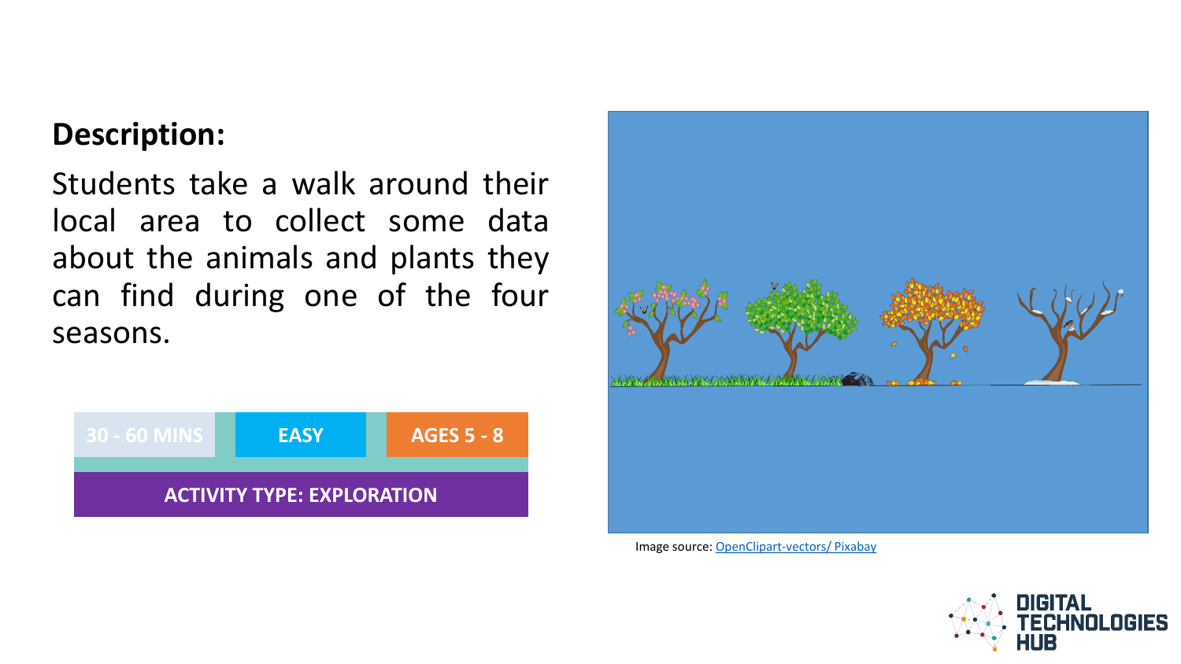**Description:**

Students take a walk around their local area to collect some data about the animals and plants they can find during one of the four seasons.

| 30 - 60 MINS | EASY | AGES 5 - 8 |
| --- | --- | --- |
| ACTIVITY TYPE: EXPLORATION | | |

Image source: OpenClipart-vectors/ Pixabay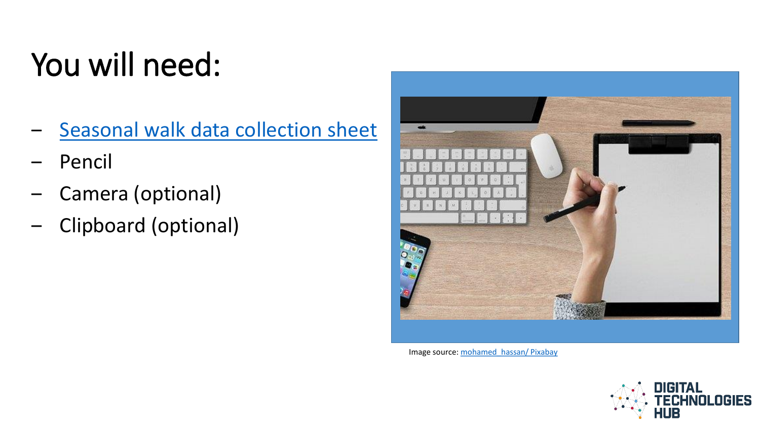# You will need:

- Seasonal walk data collection sheet
- Pencil
- Camera (optional)
- Clipboard (optional)

Image source: mohamed_hassan/ Pixabay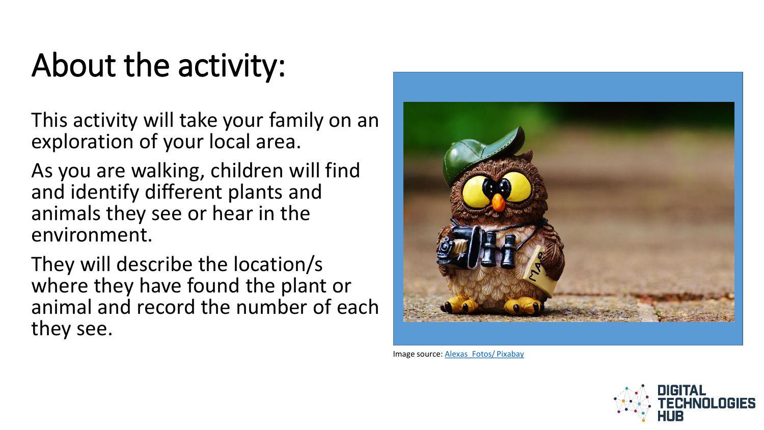# About the activity:

This activity will take your family on an exploration of your local area.

As you are walking, children will find and identify different plants and animals they see or hear in the environment.

They will describe the location/s where they have found the plant or animal and record the number of each they see.

Image source: [Alexas_Fotos/ Pixabay]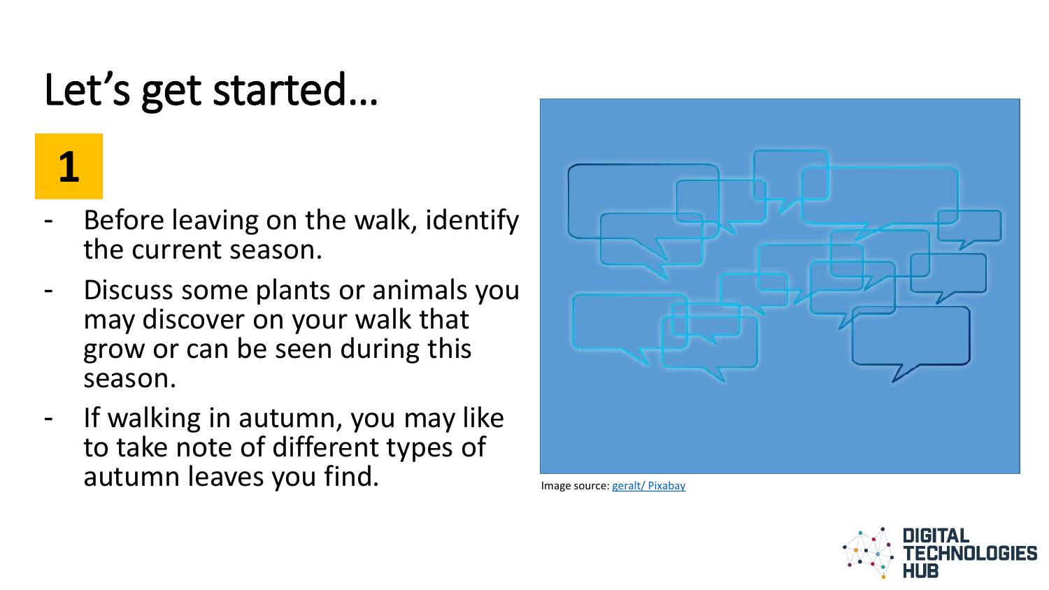# Let's get started…

**1**

- Before leaving on the walk, identify the current season.
- Discuss some plants or animals you may discover on your walk that grow or can be seen during this season.
- If walking in autumn, you may like to take note of different types of autumn leaves you find.

Image source: [geralt/ Pixabay]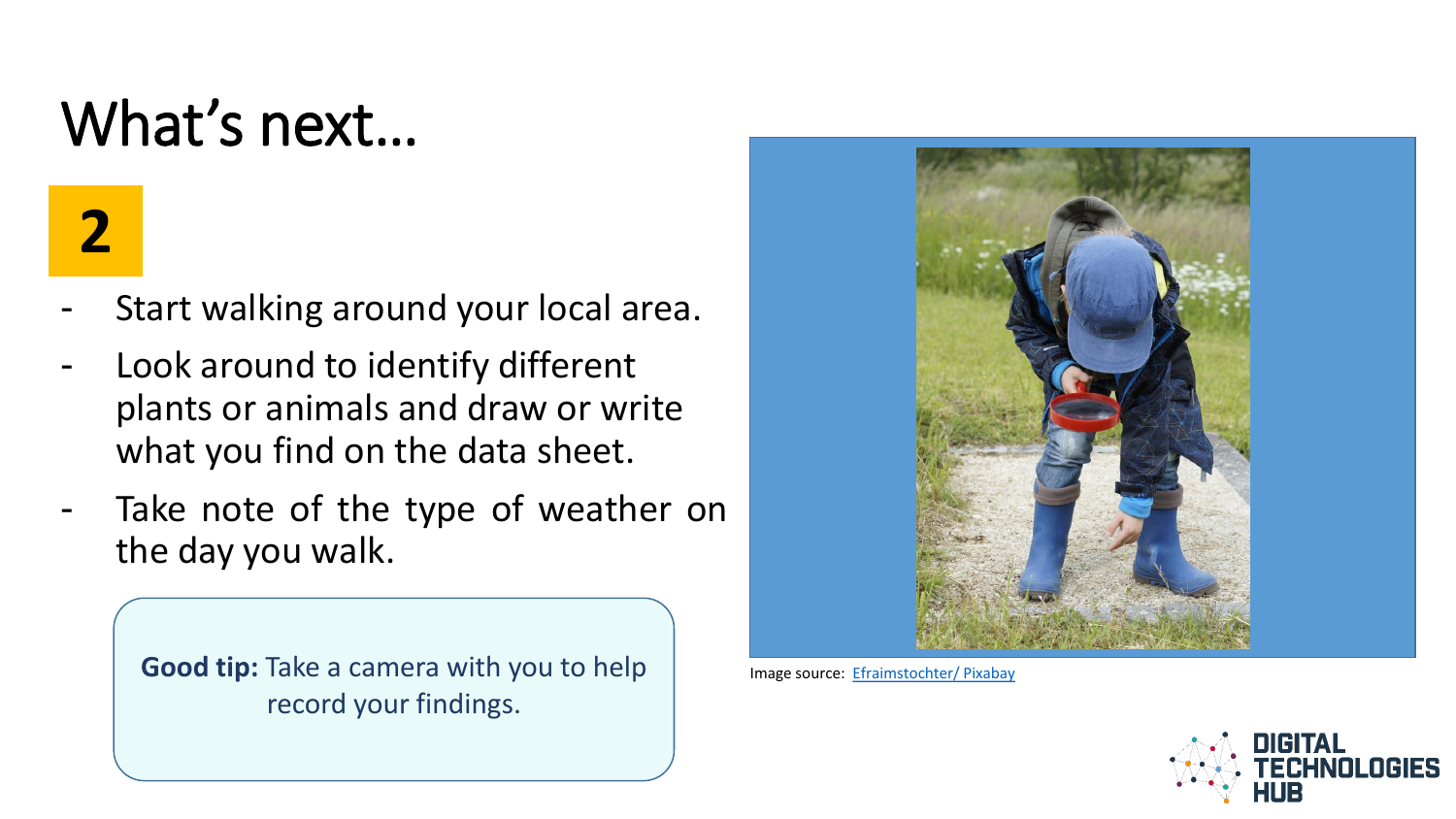# What's next…

**2**

- Start walking around your local area.
- Look around to identify different plants or animals and draw or write what you find on the data sheet.
- Take note of the type of weather on the day you walk.

**Good tip:** Take a camera with you to help record your findings.

Image source: Efraimstochter/ Pixabay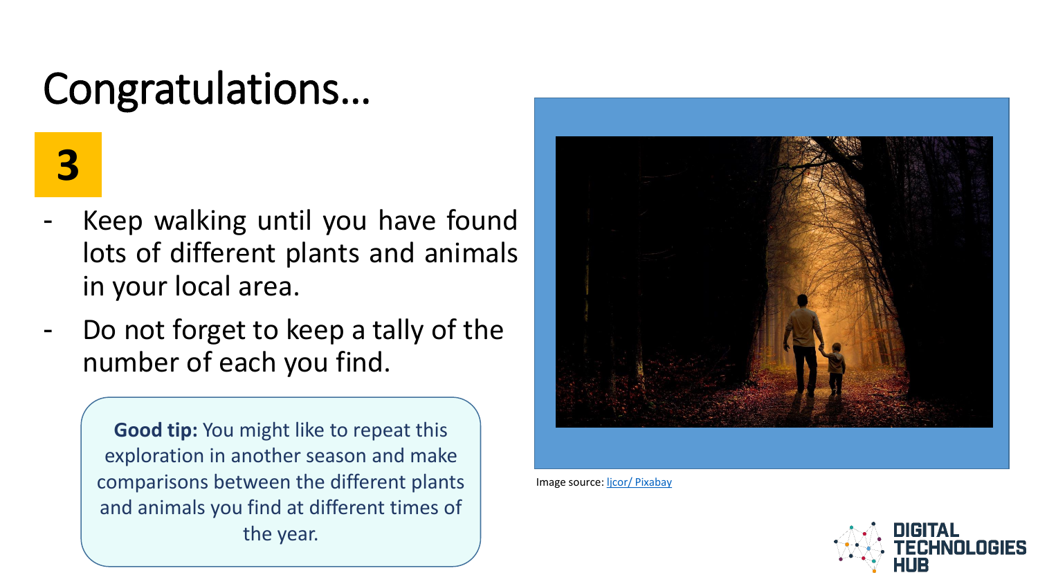# Congratulations…

**3**

- Keep walking until you have found lots of different plants and animals in your local area.
- Do not forget to keep a tally of the number of each you find.

**Good tip:** You might like to repeat this exploration in another season and make comparisons between the different plants and animals you find at different times of the year.

Image source: ljcor/ Pixabay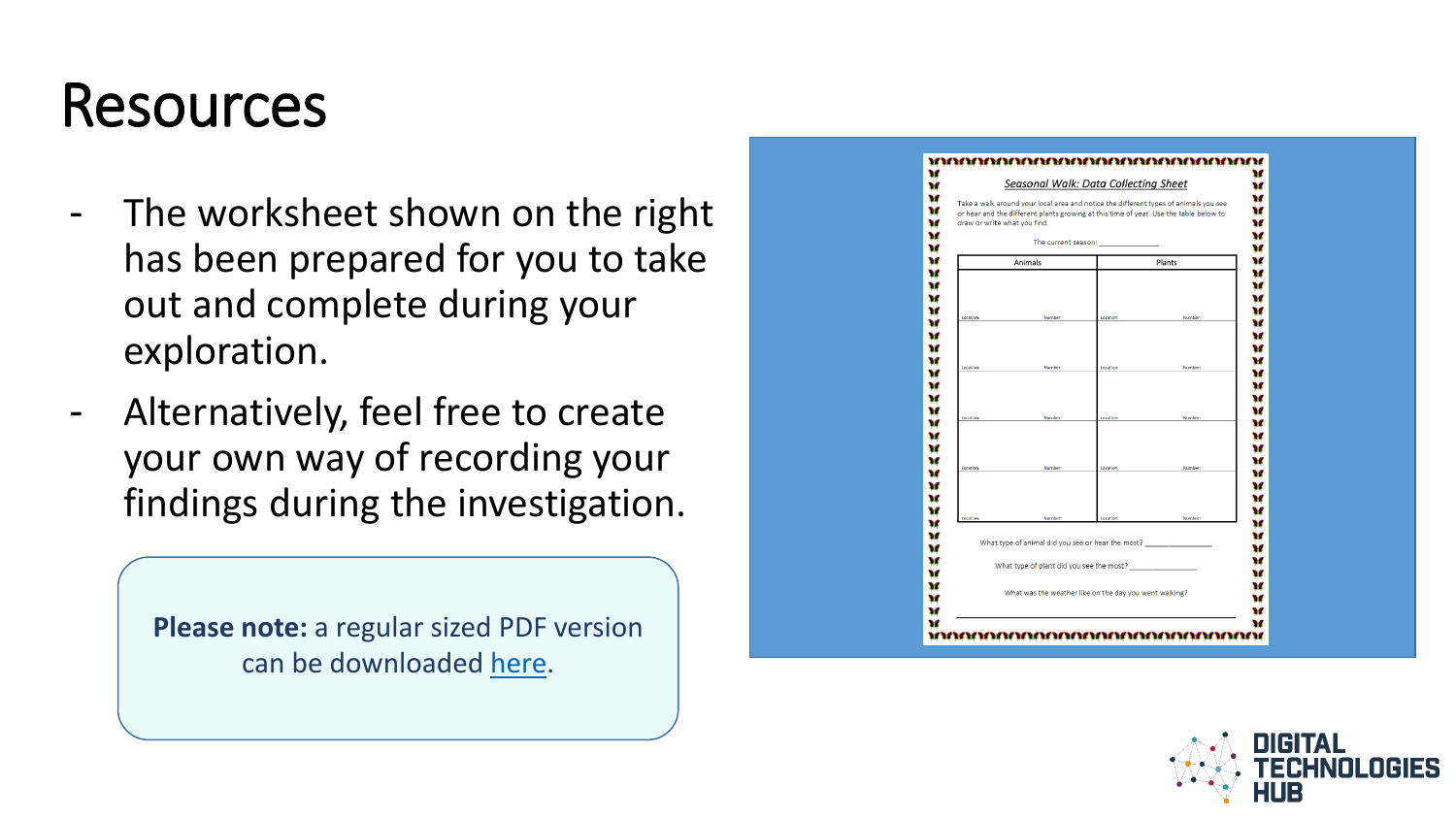# Resources

- The worksheet shown on the right has been prepared for you to take out and complete during your exploration.
- Alternatively, feel free to create your own way of recording your findings during the investigation.

**Please note:** a regular sized PDF version can be downloaded here.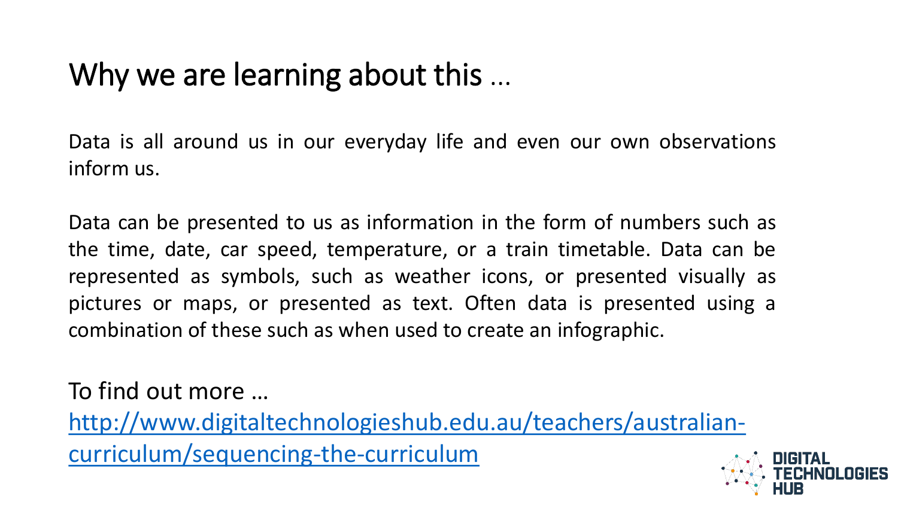# Why we are learning about this …

Data is all around us in our everyday life and even our own observations inform us.

Data can be presented to us as information in the form of numbers such as the time, date, car speed, temperature, or a train timetable. Data can be represented as symbols, such as weather icons, or presented visually as pictures or maps, or presented as text. Often data is presented using a combination of these such as when used to create an infographic.

To find out more …

[http://www.digitaltechnologieshub.edu.au/teachers/australian-curriculum/sequencing-the-curriculum](http://www.digitaltechnologieshub.edu.au/teachers/australian-curriculum/sequencing-the-curriculum)

DIGITAL TECHNOLOGIES HUB